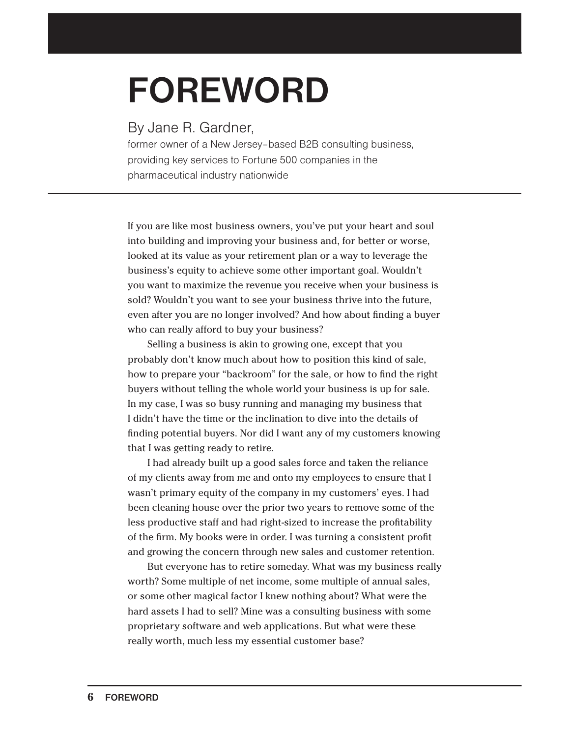# FOREWORD

By Jane R. Gardner,

former owner of a New Jersey–based B2B consulting business, providing key services to Fortune 500 companies in the pharmaceutical industry nationwide

---

If you are like most business owners, you've put your heart and soul into building and improving your business and, for better or worse, looked at its value as your retirement plan or a way to leverage the business's equity to achieve some other important goal. Wouldn't you want to maximize the revenue you receive when your business is sold? Wouldn't you want to see your business thrive into the future, even after you are no longer involved? And how about finding a buyer who can really afford to buy your business?

Selling a business is akin to growing one, except that you probably don't know much about how to position this kind of sale, how to prepare your "backroom" for the sale, or how to find the right buyers without telling the whole world your business is up for sale. In my case, I was so busy running and managing my business that I didn't have the time or the inclination to dive into the details of finding potential buyers. Nor did I want any of my customers knowing that I was getting ready to retire.

I had already built up a good sales force and taken the reliance of my clients away from me and onto my employees to ensure that I wasn't primary equity of the company in my customers' eyes. I had been cleaning house over the prior two years to remove some of the less productive staff and had right-sized to increase the profitability of the firm. My books were in order. I was turning a consistent profit and growing the concern through new sales and customer retention.

But everyone has to retire someday. What was my business really worth? Some multiple of net income, some multiple of annual sales, or some other magical factor I knew nothing about? What were the hard assets I had to sell? Mine was a consulting business with some proprietary software and web applications. But what were these really worth, much less my essential customer base?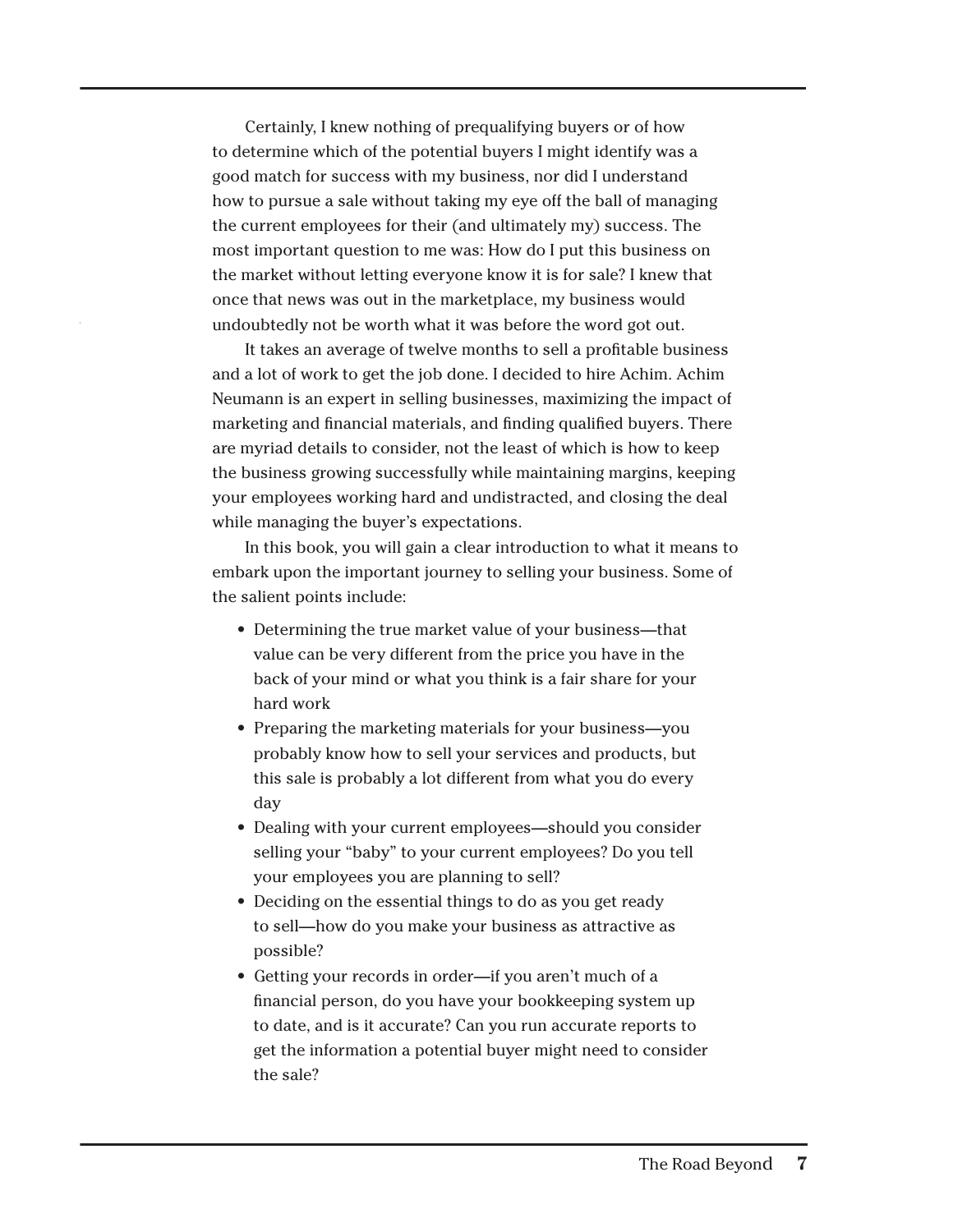Certainly, I knew nothing of prequalifying buyers or of how to determine which of the potential buyers I might identify was a good match for success with my business, nor did I understand how to pursue a sale without taking my eye off the ball of managing the current employees for their (and ultimately my) success. The most important question to me was: How do I put this business on the market without letting everyone know it is for sale? I knew that once that news was out in the marketplace, my business would undoubtedly not be worth what it was before the word got out.

It takes an average of twelve months to sell a profitable business and a lot of work to get the job done. I decided to hire Achim. Achim Neumann is an expert in selling businesses, maximizing the impact of marketing and financial materials, and finding qualified buyers. There are myriad details to consider, not the least of which is how to keep the business growing successfully while maintaining margins, keeping your employees working hard and undistracted, and closing the deal while managing the buyer's expectations.

In this book, you will gain a clear introduction to what it means to embark upon the important journey to selling your business. Some of the salient points include:

- Determining the true market value of your business—that value can be very different from the price you have in the back of your mind or what you think is a fair share for your hard work
- Preparing the marketing materials for your business—you probably know how to sell your services and products, but this sale is probably a lot different from what you do every day
- Dealing with your current employees—should you consider selling your "baby" to your current employees? Do you tell your employees you are planning to sell?
- Deciding on the essential things to do as you get ready to sell—how do you make your business as attractive as possible?
- Getting your records in order—if you aren't much of a financial person, do you have your bookkeeping system up to date, and is it accurate? Can you run accurate reports to get the information a potential buyer might need to consider the sale?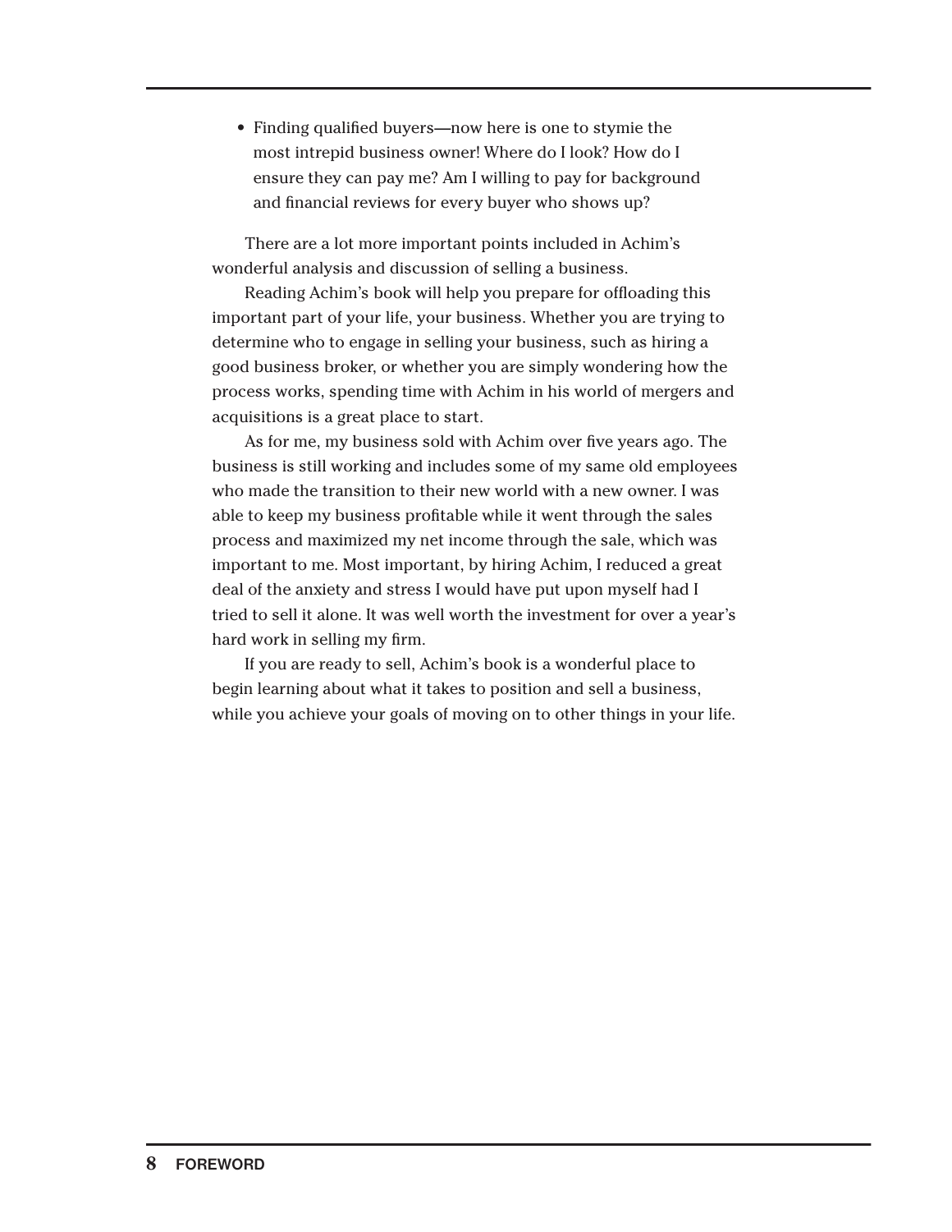- Finding qualified buyers—now here is one to stymie the most intrepid business owner! Where do I look? How do I ensure they can pay me? Am I willing to pay for background and financial reviews for every buyer who shows up?

There are a lot more important points included in Achim's wonderful analysis and discussion of selling a business.

Reading Achim's book will help you prepare for offloading this important part of your life, your business. Whether you are trying to determine who to engage in selling your business, such as hiring a good business broker, or whether you are simply wondering how the process works, spending time with Achim in his world of mergers and acquisitions is a great place to start.

As for me, my business sold with Achim over five years ago. The business is still working and includes some of my same old employees who made the transition to their new world with a new owner. I was able to keep my business profitable while it went through the sales process and maximized my net income through the sale, which was important to me. Most important, by hiring Achim, I reduced a great deal of the anxiety and stress I would have put upon myself had I tried to sell it alone. It was well worth the investment for over a year's hard work in selling my firm.

If you are ready to sell, Achim's book is a wonderful place to begin learning about what it takes to position and sell a business, while you achieve your goals of moving on to other things in your life.